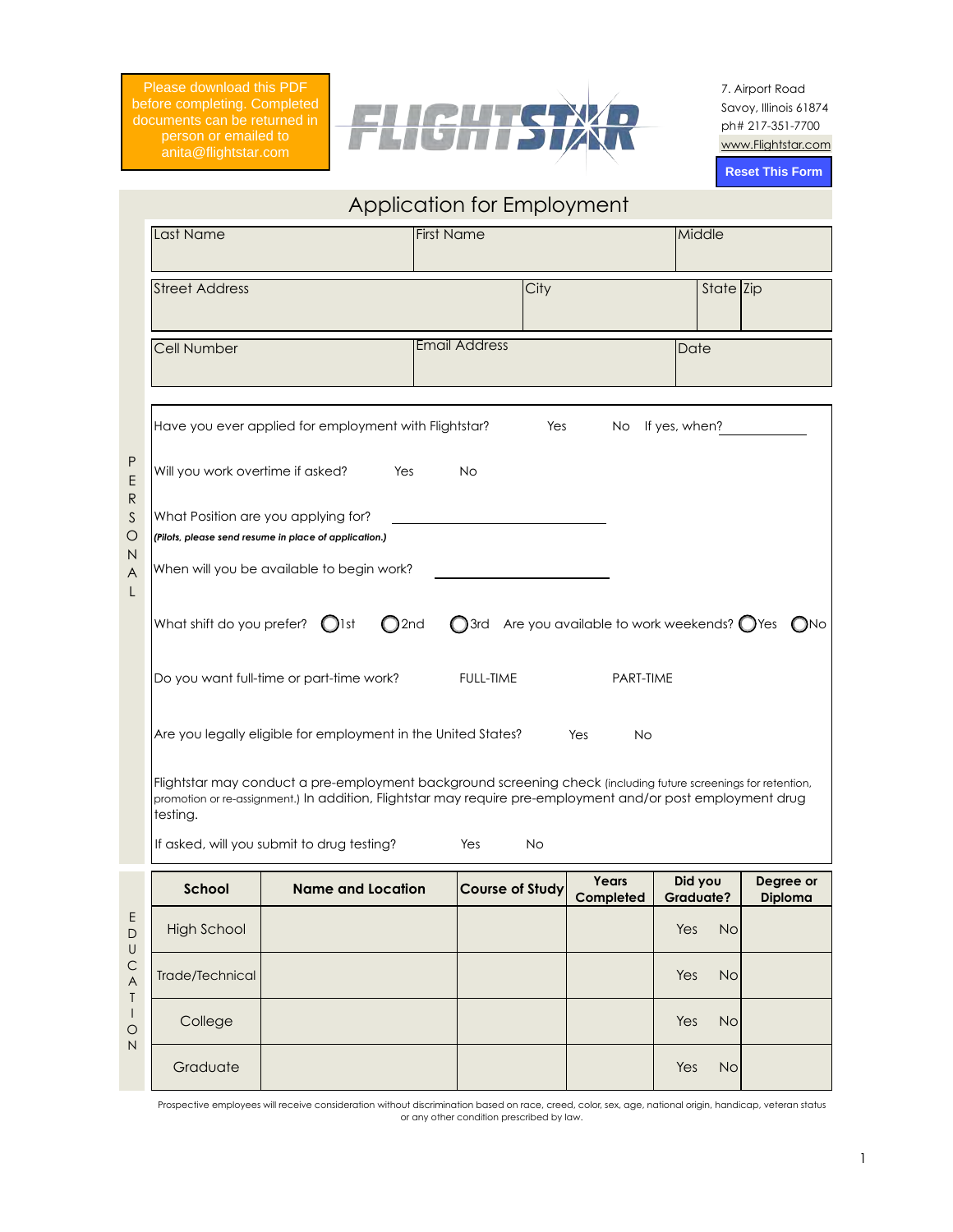Please download this PDF before completing. Completed documents can be returned in person or emailed to anita@flightstar.com

**FLIGHTSTAR**

7. Airport Road
Savoy, Illinois 61874
ph# 217-351-7700
www.Flightstar.com

Reset This Form

# Application for Employment

## PERSONAL

| Last Name | First Name | Middle |
|---|---|---|
| | | |

| Street Address | City | State | Zip |
|---|---|---|---|
| | | | |

| Cell Number | Email Address | Date |
|---|---|---|
| | | |

Have you ever applied for employment with Flightstar? Yes No If yes, when? ____________

Will you work overtime if asked? Yes No

What Position are you applying for? ____________________
***(Pilots, please send resume in place of application.)***

When will you be available to begin work? ____________________

What shift do you prefer? ◯1st ◯2nd ◯3rd Are you available to work weekends? ◯Yes ◯No

Do you want full-time or part-time work? FULL-TIME PART-TIME

Are you legally eligible for employment in the United States? Yes No

Flightstar may conduct a pre-employment background screening check (including future screenings for retention, promotion or re-assignment.) In addition, Flightstar may require pre-employment and/or post employment drug testing.

If asked, will you submit to drug testing? Yes No

## EDUCATION

| School | Name and Location | Course of Study | Years Completed | Did you Graduate? | Degree or Diploma |
|---|---|---|---|---|---|
| High School | | | | Yes No | |
| Trade/Technical | | | | Yes No | |
| College | | | | Yes No | |
| Graduate | | | | Yes No | |

Prospective employees will receive consideration without discrimination based on race, creed, color, sex, age, national origin, handicap, veteran status or any other condition prescribed by law.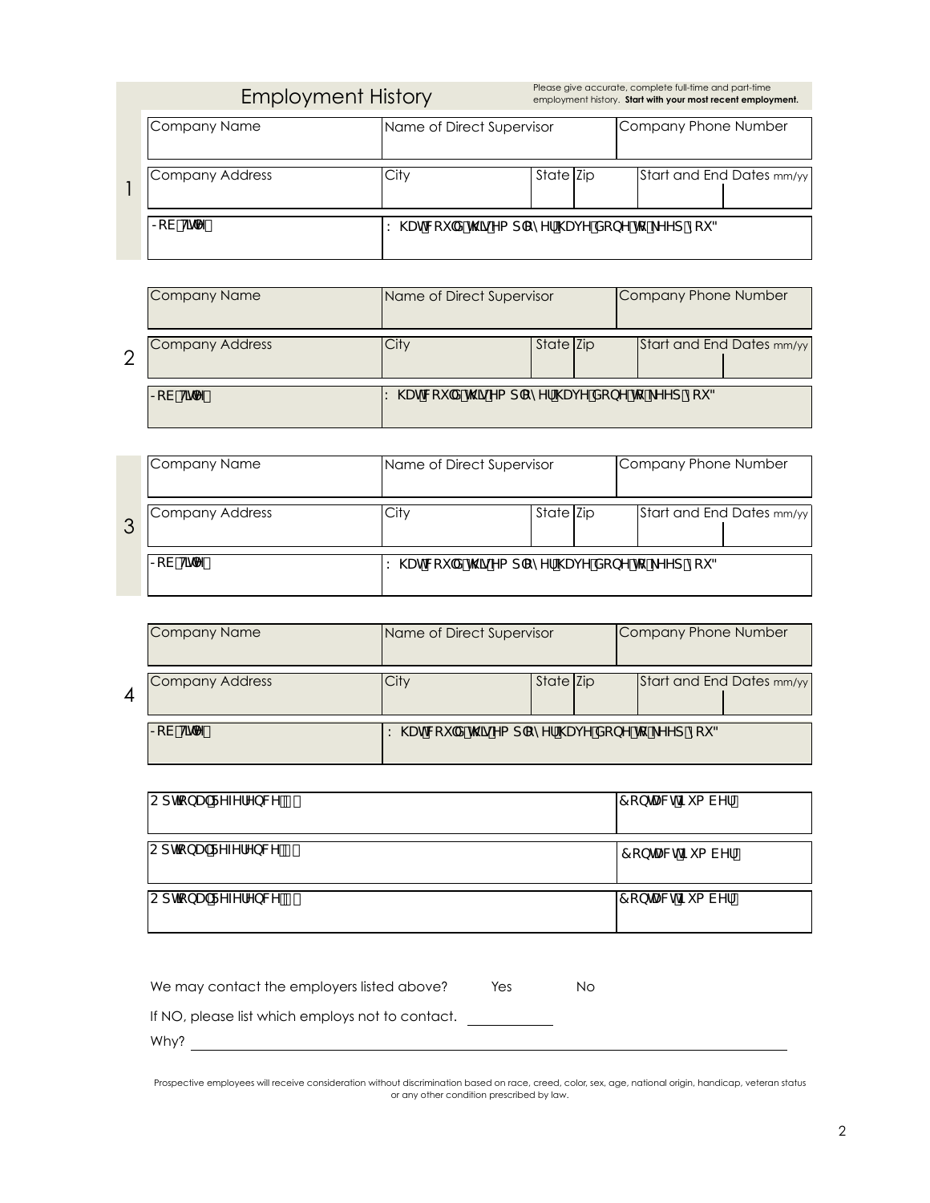## Employment History

Please give accurate, complete full-time and part-time employment history. **Start with your most recent employment.**

**1**

| Company Name | Name of Direct Supervisor | | | Company Phone Number | |
|---|---|---|---|---|---|
| **Company Address** | **City** | **State** | **Zip** | **Start and End Dates** mm/yy | |
| | | | | | |
| **Job Title:** | **What could this employer have done to keep you?** | | | | |
| | | | | | |

**2**

| Company Name | Name of Direct Supervisor | | | Company Phone Number | |
|---|---|---|---|---|---|
| **Company Address** | **City** | **State** | **Zip** | **Start and End Dates** mm/yy | |
| | | | | | |
| **Job Title:** | **What could this employer have done to keep you?** | | | | |
| | | | | | |

**3**

| Company Name | Name of Direct Supervisor | | | Company Phone Number | |
|---|---|---|---|---|---|
| **Company Address** | **City** | **State** | **Zip** | **Start and End Dates** mm/yy | |
| | | | | | |
| **Job Title:** | **What could this employer have done to keep you?** | | | | |
| | | | | | |

**4**

| Company Name | Name of Direct Supervisor | | | Company Phone Number | |
|---|---|---|---|---|---|
| **Company Address** | **City** | **State** | **Zip** | **Start and End Dates** mm/yy | |
| | | | | | |
| **Job Title:** | **What could this employer have done to keep you?** | | | | |
| | | | | | |

| Optional Reference: | Contact Number: |
|---|---|
| **Optional Reference:** | **Contact Number:** |
| **Optional Reference:** | **Contact Number:** |

We may contact the employers listed above? Yes No

If NO, please list which employs not to contact. ____________

Why? ____________________________________________

Prospective employees will receive consideration without discrimination based on race, creed, color, sex, age, national origin, handicap, veteran status or any other condition prescribed by law.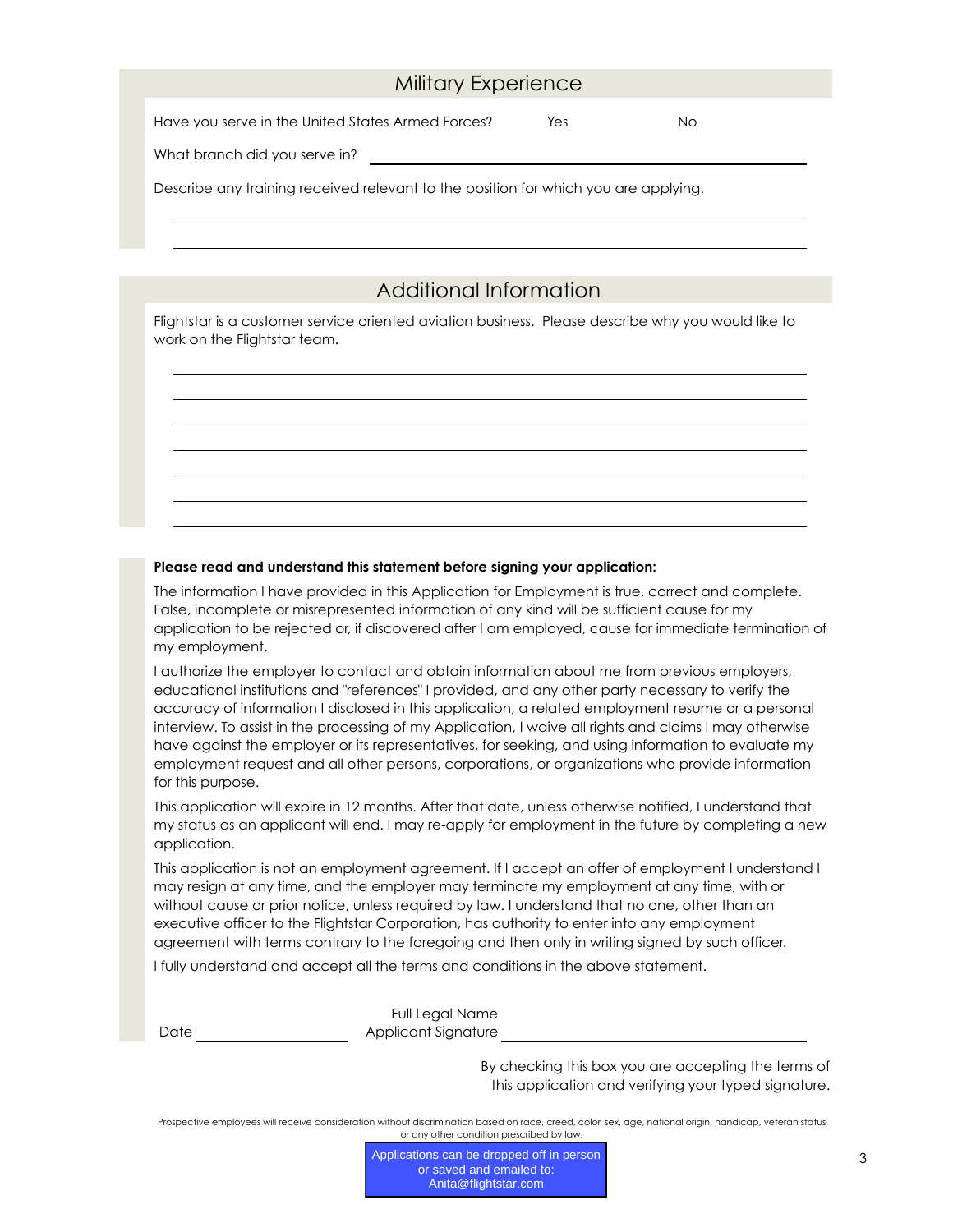## Military Experience

Have you serve in the United States Armed Forces? Yes No

What branch did you serve in? ______________________________

Describe any training received relevant to the position for which you are applying.

______________________________

______________________________

## Additional Information

Flightstar is a customer service oriented aviation business. Please describe why you would like to work on the Flightstar team.

______________________________

______________________________

______________________________

______________________________

______________________________

______________________________

______________________________

**Please read and understand this statement before signing your application:**

The information I have provided in this Application for Employment is true, correct and complete. False, incomplete or misrepresented information of any kind will be sufficient cause for my application to be rejected or, if discovered after I am employed, cause for immediate termination of my employment.

I authorize the employer to contact and obtain information about me from previous employers, educational institutions and "references" I provided, and any other party necessary to verify the accuracy of information I disclosed in this application, a related employment resume or a personal interview. To assist in the processing of my Application, I waive all rights and claims I may otherwise have against the employer or its representatives, for seeking, and using information to evaluate my employment request and all other persons, corporations, or organizations who provide information for this purpose.

This application will expire in 12 months. After that date, unless otherwise notified, I understand that my status as an applicant will end. I may re-apply for employment in the future by completing a new application.

This application is not an employment agreement. If I accept an offer of employment I understand I may resign at any time, and the employer may terminate my employment at any time, with or without cause or prior notice, unless required by law. I understand that no one, other than an executive officer to the Flightstar Corporation, has authority to enter into any employment agreement with terms contrary to the foregoing and then only in writing signed by such officer.

I fully understand and accept all the terms and conditions in the above statement.

Date ______________ Full Legal Name Applicant Signature ______________________________

By checking this box you are accepting the terms of this application and verifying your typed signature.

Prospective employees will receive consideration without discrimination based on race, creed, color, sex, age, national origin, handicap, veteran status or any other condition prescribed by law.

Applications can be dropped off in person or saved and emailed to: Anita@flightstar.com